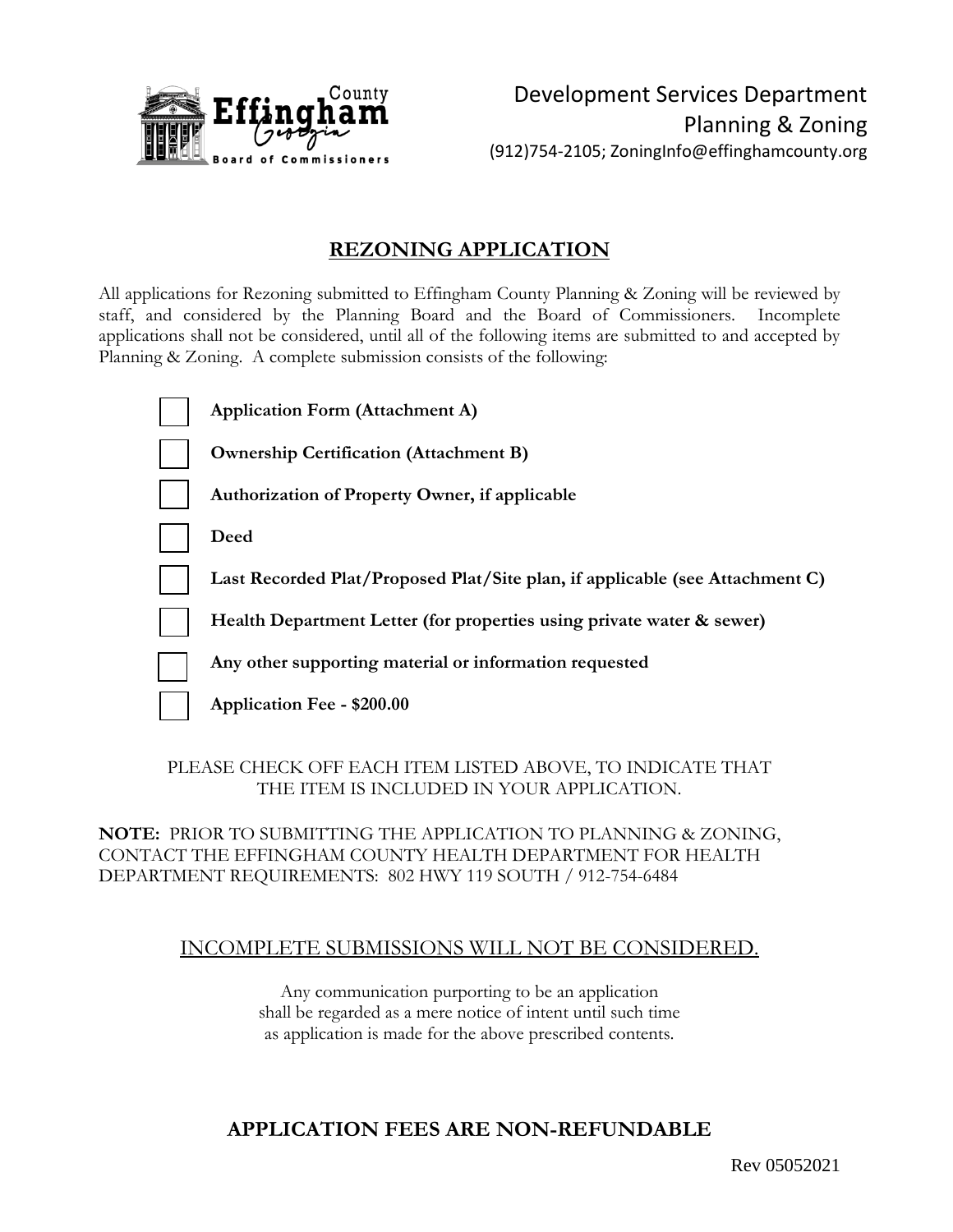Effingham County Georgia Board of Commissioners

Development Services Department
Planning & Zoning
(912)754-2105; ZoningInfo@effinghamcounty.org

# REZONING APPLICATION

All applications for Rezoning submitted to Effingham County Planning & Zoning will be reviewed by staff, and considered by the Planning Board and the Board of Commissioners. Incomplete applications shall not be considered, until all of the following items are submitted to and accepted by Planning & Zoning. A complete submission consists of the following:

- [ ] **Application Form (Attachment A)**
- [ ] **Ownership Certification (Attachment B)**
- [ ] **Authorization of Property Owner, if applicable**
- [ ] **Deed**
- [ ] **Last Recorded Plat/Proposed Plat/Site plan, if applicable (see Attachment C)**
- [ ] **Health Department Letter (for properties using private water & sewer)**
- [ ] **Any other supporting material or information requested**
- [ ] **Application Fee - $200.00**

PLEASE CHECK OFF EACH ITEM LISTED ABOVE, TO INDICATE THAT THE ITEM IS INCLUDED IN YOUR APPLICATION.

**NOTE:** PRIOR TO SUBMITTING THE APPLICATION TO PLANNING & ZONING, CONTACT THE EFFINGHAM COUNTY HEALTH DEPARTMENT FOR HEALTH DEPARTMENT REQUIREMENTS: 802 HWY 119 SOUTH / 912-754-6484

<u>INCOMPLETE SUBMISSIONS WILL NOT BE CONSIDERED.</u>

Any communication purporting to be an application shall be regarded as a mere notice of intent until such time as application is made for the above prescribed contents.

## APPLICATION FEES ARE NON-REFUNDABLE

Rev 05052021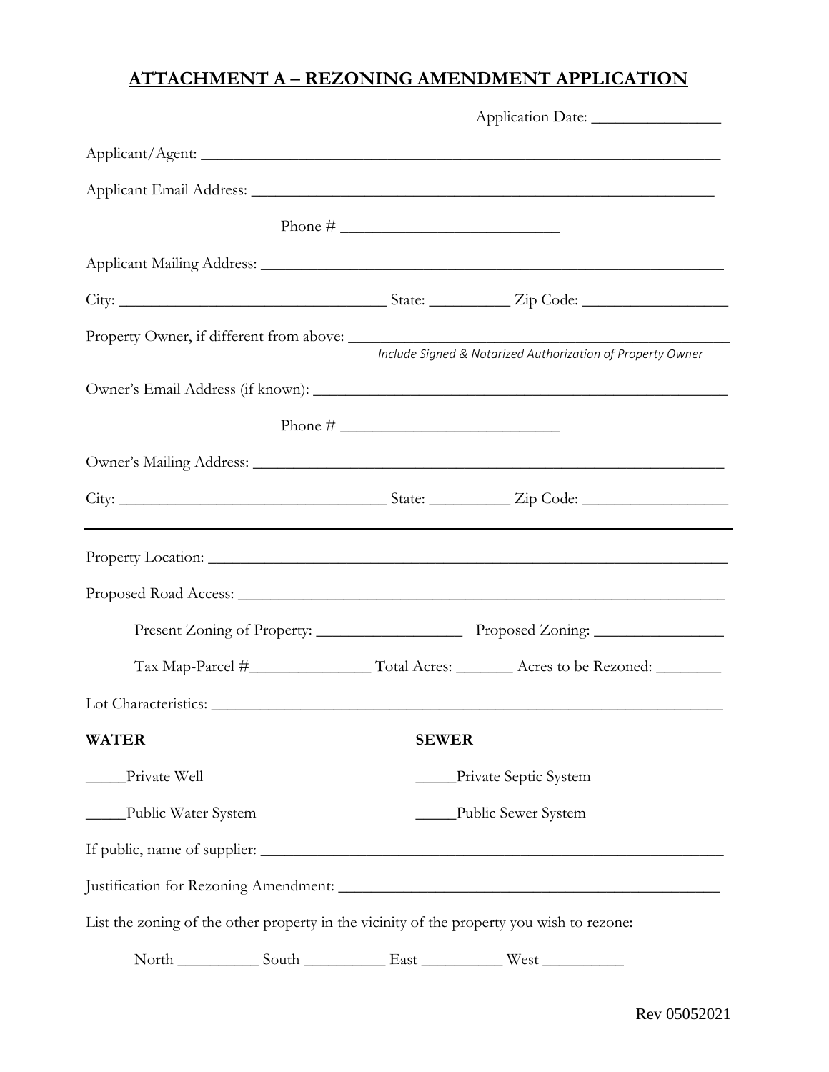# ATTACHMENT A – REZONING AMENDMENT APPLICATION

Application Date: ________________

Applicant/Agent: ____________________________________________________________________

Applicant Email Address: _______________________________________________________________

Phone # ___________________________

Applicant Mailing Address: ______________________________________________________________

City: ________________________________ State: _________ Zip Code: _________________

Property Owner, if different from above: ___________________________________________________

*Include Signed & Notarized Authorization of Property Owner*

Owner's Email Address (if known): _______________________________________________________

Phone # ___________________________

Owner's Mailing Address: ______________________________________________________________

City: ________________________________ State: _________ Zip Code: _________________

---

Property Location: __________________________________________________________________

Proposed Road Access: ________________________________________________________________

Present Zoning of Property: _________________ Proposed Zoning: _______________

Tax Map-Parcel #_______________ Total Acres: _______ Acres to be Rezoned: ________

Lot Characteristics: __________________________________________________________________

**WATER**

_____Private Well

_____Public Water System

**SEWER**

_____Private Septic System

_____Public Sewer System

If public, name of supplier: ______________________________________________________________

Justification for Rezoning Amendment: ____________________________________________________

List the zoning of the other property in the vicinity of the property you wish to rezone:

North __________ South __________ East __________ West __________

Rev 05052021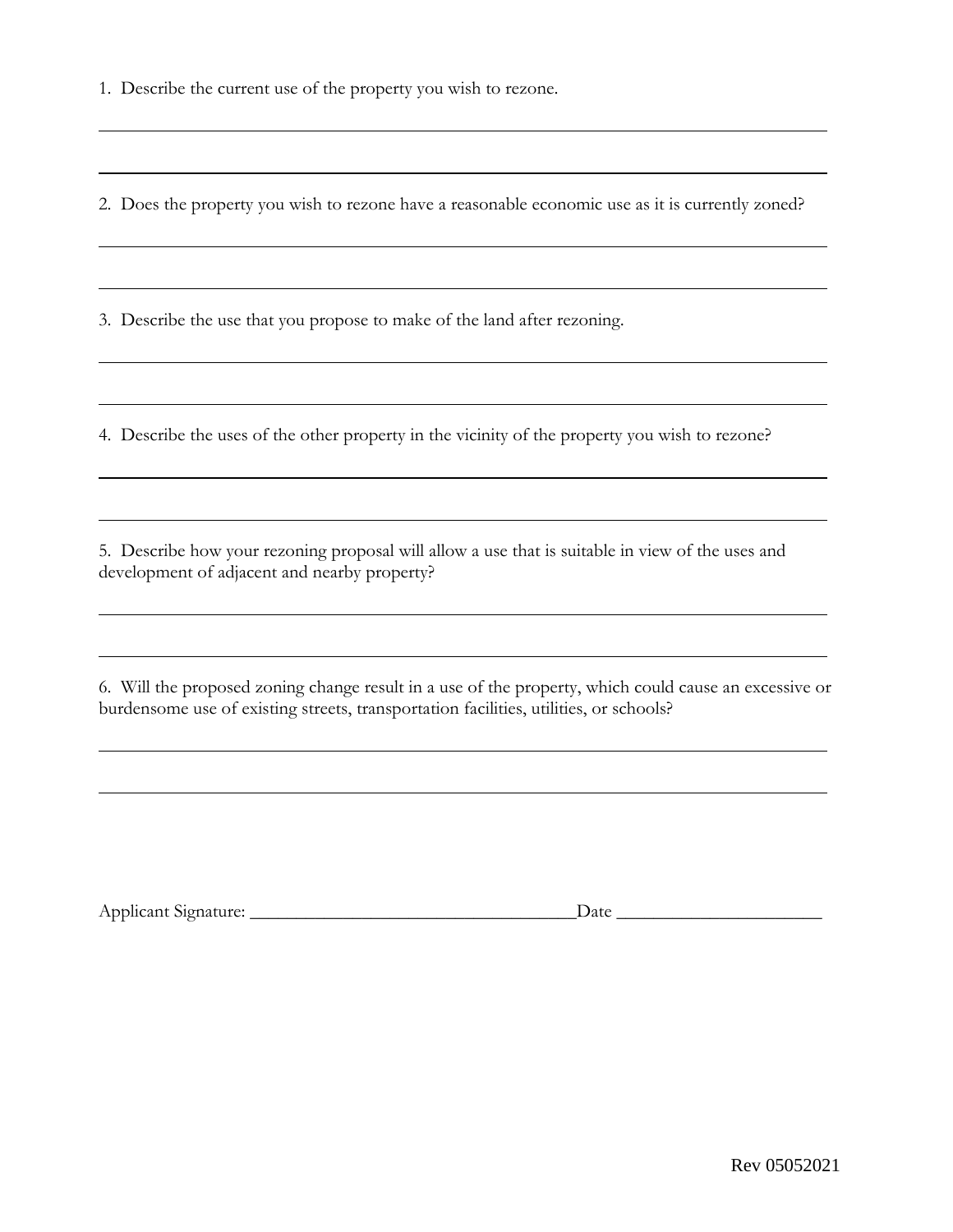1. Describe the current use of the property you wish to rezone.

_______________________________________________________________________________

_______________________________________________________________________________

2. Does the property you wish to rezone have a reasonable economic use as it is currently zoned?

_______________________________________________________________________________

_______________________________________________________________________________

3. Describe the use that you propose to make of the land after rezoning.

_______________________________________________________________________________

_______________________________________________________________________________

4. Describe the uses of the other property in the vicinity of the property you wish to rezone?

_______________________________________________________________________________

_______________________________________________________________________________

5. Describe how your rezoning proposal will allow a use that is suitable in view of the uses and development of adjacent and nearby property?

_______________________________________________________________________________

_______________________________________________________________________________

6. Will the proposed zoning change result in a use of the property, which could cause an excessive or burdensome use of existing streets, transportation facilities, utilities, or schools?

_______________________________________________________________________________

_______________________________________________________________________________

Applicant Signature: ___________________________________Date ______________________

Rev 05052021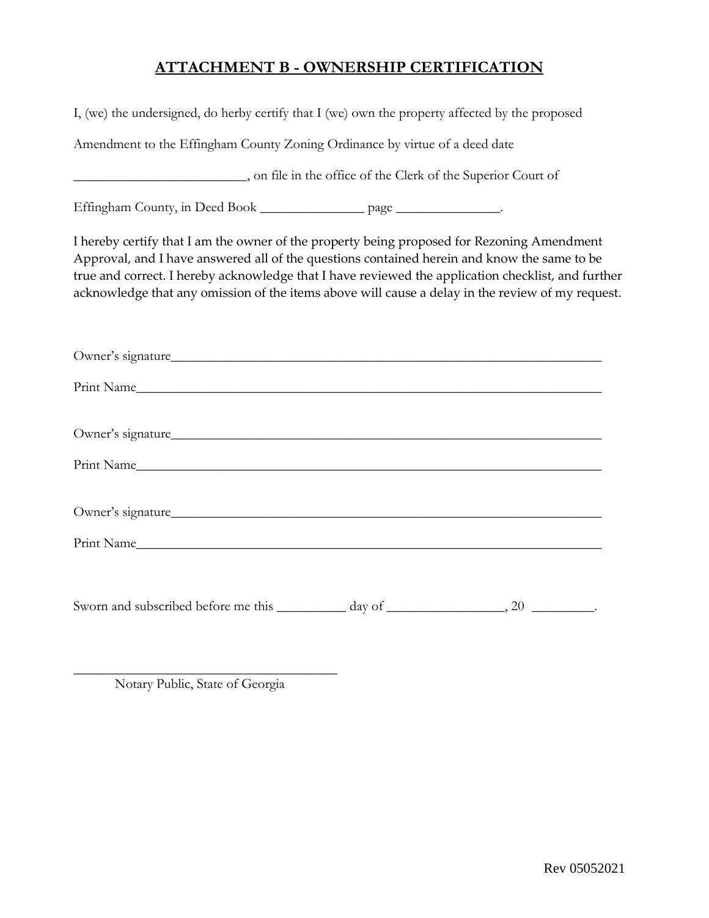## ATTACHMENT B - OWNERSHIP CERTIFICATION

I, (we) the undersigned, do herby certify that I (we) own the property affected by the proposed Amendment to the Effingham County Zoning Ordinance by virtue of a deed date __________________________, on file in the office of the Clerk of the Superior Court of Effingham County, in Deed Book ________________ page ________________.

I hereby certify that I am the owner of the property being proposed for Rezoning Amendment Approval, and I have answered all of the questions contained herein and know the same to be true and correct. I hereby acknowledge that I have reviewed the application checklist, and further acknowledge that any omission of the items above will cause a delay in the review of my request.

Owner's signature_______________________________________________________________

Print Name_____________________________________________________________________

Owner's signature_______________________________________________________________

Print Name_____________________________________________________________________

Owner's signature_______________________________________________________________

Print Name_____________________________________________________________________

Sworn and subscribed before me this ___________ day of __________________, 20 __________.

_______________________________________

Notary Public, State of Georgia

Rev 05052021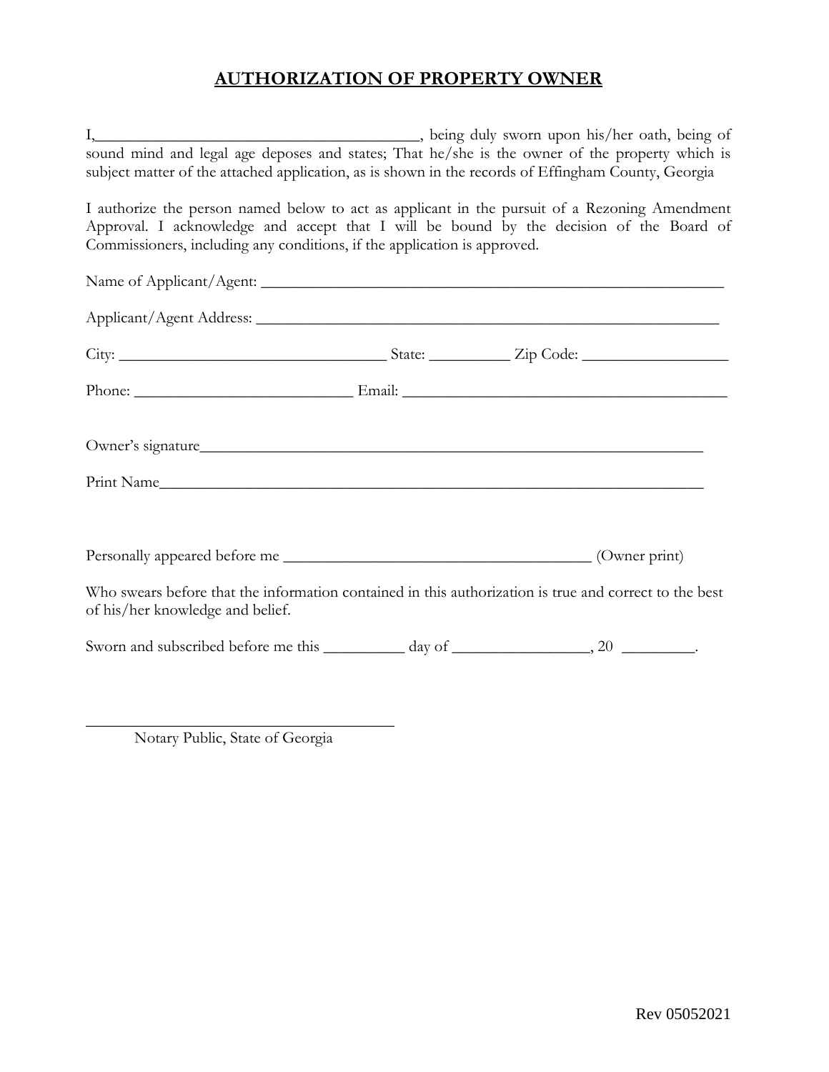## AUTHORIZATION OF PROPERTY OWNER

I,________________________________________, being duly sworn upon his/her oath, being of sound mind and legal age deposes and states; That he/she is the owner of the property which is subject matter of the attached application, as is shown in the records of Effingham County, Georgia

I authorize the person named below to act as applicant in the pursuit of a Rezoning Amendment Approval. I acknowledge and accept that I will be bound by the decision of the Board of Commissioners, including any conditions, if the application is approved.

Name of Applicant/Agent: ___________________________________________________________

Applicant/Agent Address: ___________________________________________________________

City: __________________________________ State: __________ Zip Code: __________________

Phone: ____________________________ Email: _________________________________________

Owner's signature_________________________________________________________________

Print Name______________________________________________________________________

Personally appeared before me _______________________________________ (Owner print)

Who swears before that the information contained in this authorization is true and correct to the best of his/her knowledge and belief.

Sworn and subscribed before me this __________ day of _________________, 20 _________.

______________________________________
Notary Public, State of Georgia

Rev 05052021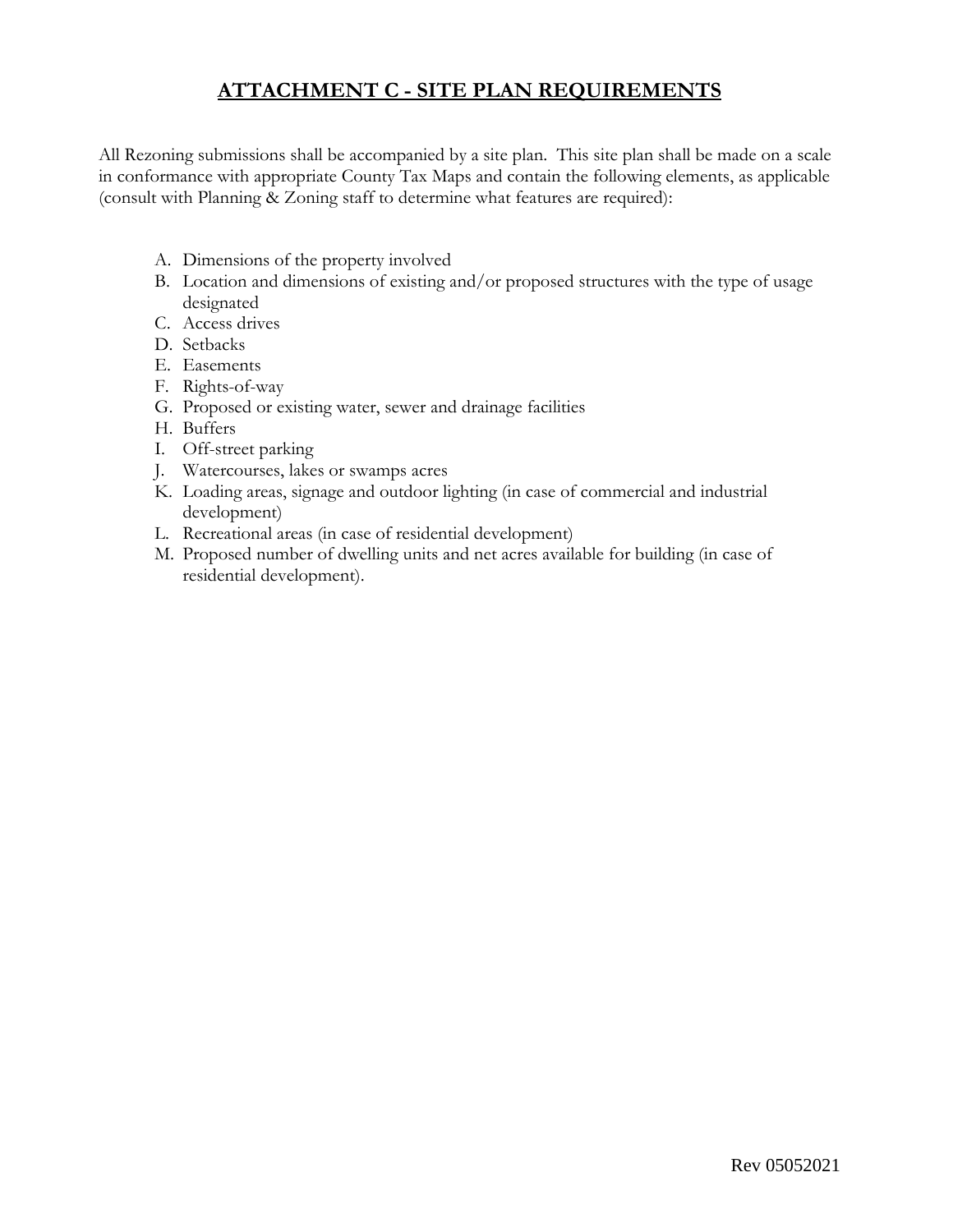# ATTACHMENT C - SITE PLAN REQUIREMENTS

All Rezoning submissions shall be accompanied by a site plan. This site plan shall be made on a scale in conformance with appropriate County Tax Maps and contain the following elements, as applicable (consult with Planning & Zoning staff to determine what features are required):

A. Dimensions of the property involved
B. Location and dimensions of existing and/or proposed structures with the type of usage designated
C. Access drives
D. Setbacks
E. Easements
F. Rights-of-way
G. Proposed or existing water, sewer and drainage facilities
H. Buffers
I. Off-street parking
J. Watercourses, lakes or swamps acres
K. Loading areas, signage and outdoor lighting (in case of commercial and industrial development)
L. Recreational areas (in case of residential development)
M. Proposed number of dwelling units and net acres available for building (in case of residential development).

Rev 05052021